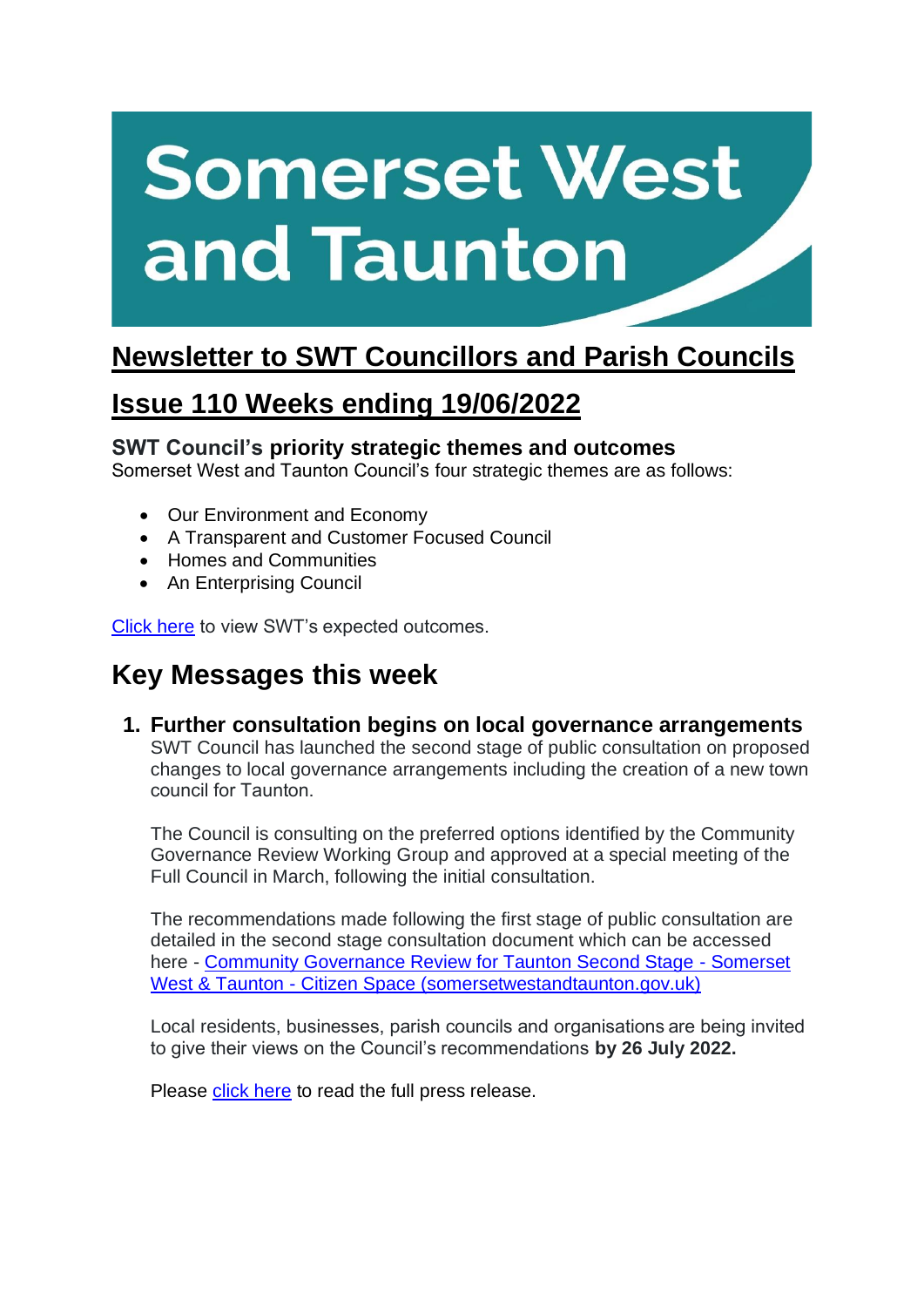# Somerset West and Taunton

## Newsletter to SWT Councillors and Parish Councils

## Issue 110 Weeks ending 19/06/2022

### SWT Council's priority strategic themes and outcomes

Somerset West and Taunton Council's four strategic themes are as follows:

- Our Environment and Economy
- A Transparent and Customer Focused Council
- Homes and Communities
- An Enterprising Council

Click here to view SWT's expected outcomes.

## Key Messages this week

### 1. Further consultation begins on local governance arrangements

SWT Council has launched the second stage of public consultation on proposed changes to local governance arrangements including the creation of a new town council for Taunton.

The Council is consulting on the preferred options identified by the Community Governance Review Working Group and approved at a special meeting of the Full Council in March, following the initial consultation.

The recommendations made following the first stage of public consultation are detailed in the second stage consultation document which can be accessed here - Community Governance Review for Taunton Second Stage - Somerset West & Taunton - Citizen Space (somersetwestandtaunton.gov.uk)

Local residents, businesses, parish councils and organisations are being invited to give their views on the Council's recommendations **by 26 July 2022.**

Please click here to read the full press release.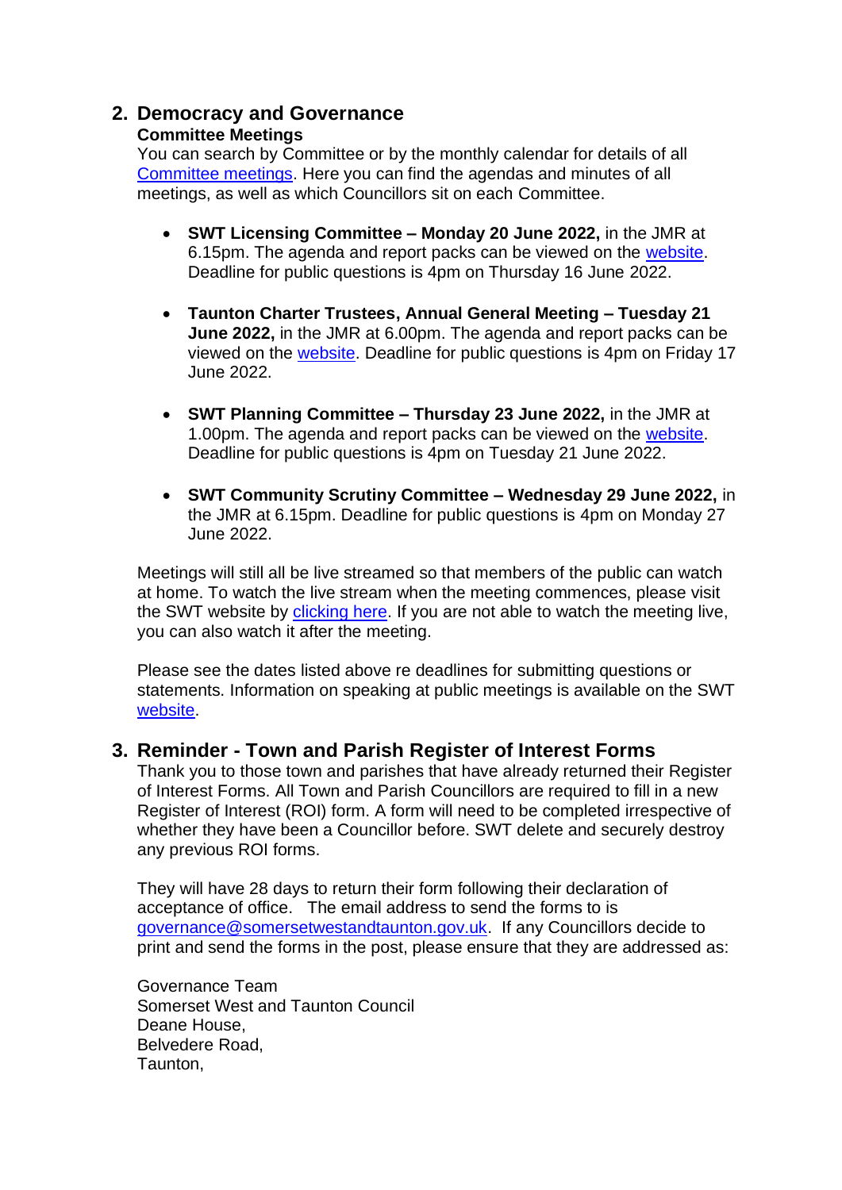## 2. Democracy and Governance

### Committee Meetings

You can search by Committee or by the monthly calendar for details of all Committee meetings. Here you can find the agendas and minutes of all meetings, as well as which Councillors sit on each Committee.

- **SWT Licensing Committee – Monday 20 June 2022,** in the JMR at 6.15pm. The agenda and report packs can be viewed on the website. Deadline for public questions is 4pm on Thursday 16 June 2022.

- **Taunton Charter Trustees, Annual General Meeting – Tuesday 21 June 2022,** in the JMR at 6.00pm. The agenda and report packs can be viewed on the website. Deadline for public questions is 4pm on Friday 17 June 2022.

- **SWT Planning Committee – Thursday 23 June 2022,** in the JMR at 1.00pm. The agenda and report packs can be viewed on the website. Deadline for public questions is 4pm on Tuesday 21 June 2022.

- **SWT Community Scrutiny Committee – Wednesday 29 June 2022,** in the JMR at 6.15pm. Deadline for public questions is 4pm on Monday 27 June 2022.

Meetings will still all be live streamed so that members of the public can watch at home. To watch the live stream when the meeting commences, please visit the SWT website by clicking here. If you are not able to watch the meeting live, you can also watch it after the meeting.

Please see the dates listed above re deadlines for submitting questions or statements. Information on speaking at public meetings is available on the SWT website.

## 3. Reminder - Town and Parish Register of Interest Forms

Thank you to those town and parishes that have already returned their Register of Interest Forms. All Town and Parish Councillors are required to fill in a new Register of Interest (ROI) form. A form will need to be completed irrespective of whether they have been a Councillor before. SWT delete and securely destroy any previous ROI forms.

They will have 28 days to return their form following their declaration of acceptance of office. The email address to send the forms to is governance@somersetwestandtaunton.gov.uk. If any Councillors decide to print and send the forms in the post, please ensure that they are addressed as:

Governance Team
Somerset West and Taunton Council
Deane House,
Belvedere Road,
Taunton,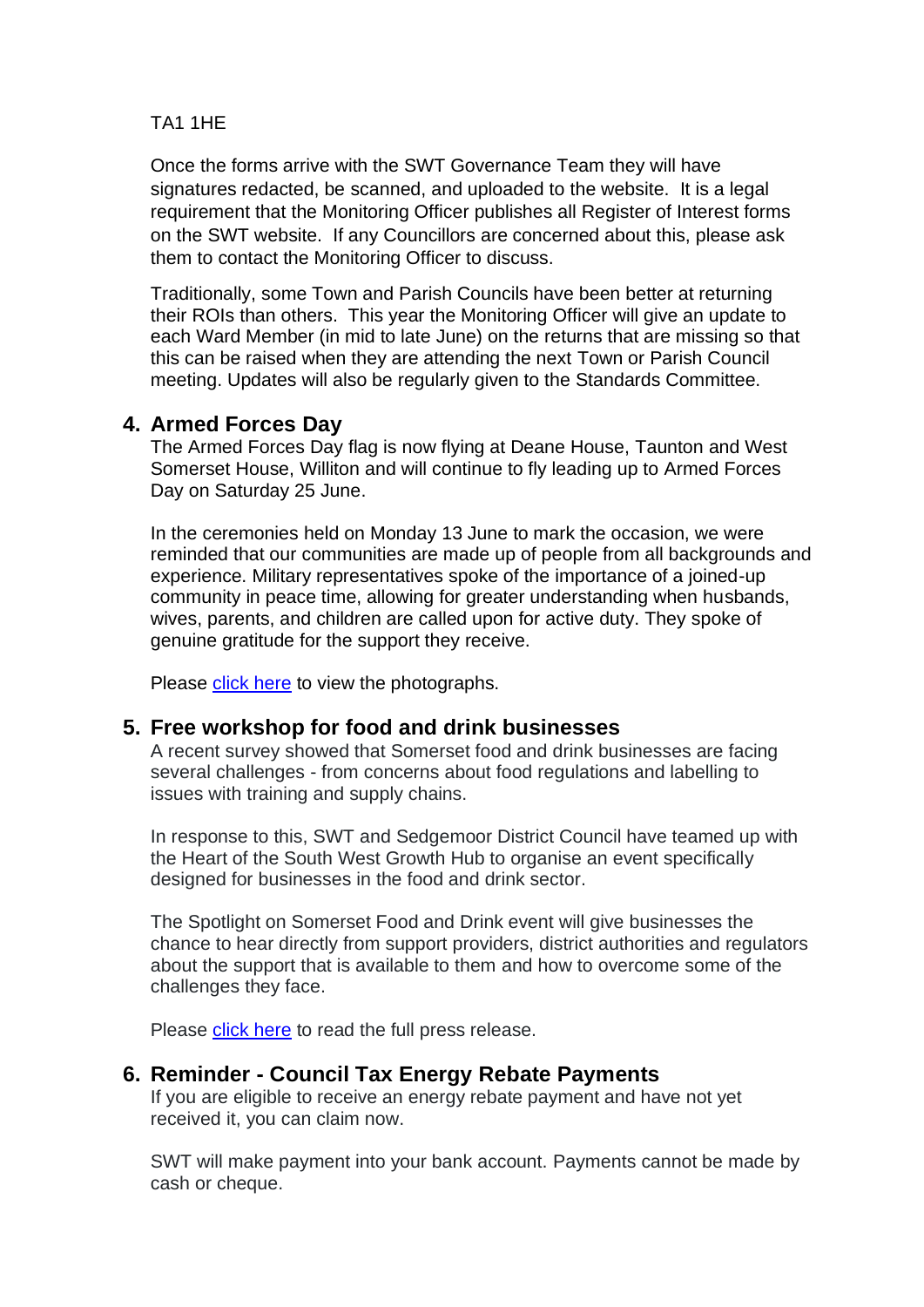TA1 1HE

Once the forms arrive with the SWT Governance Team they will have signatures redacted, be scanned, and uploaded to the website. It is a legal requirement that the Monitoring Officer publishes all Register of Interest forms on the SWT website. If any Councillors are concerned about this, please ask them to contact the Monitoring Officer to discuss.

Traditionally, some Town and Parish Councils have been better at returning their ROIs than others. This year the Monitoring Officer will give an update to each Ward Member (in mid to late June) on the returns that are missing so that this can be raised when they are attending the next Town or Parish Council meeting. Updates will also be regularly given to the Standards Committee.

## 4. Armed Forces Day

The Armed Forces Day flag is now flying at Deane House, Taunton and West Somerset House, Williton and will continue to fly leading up to Armed Forces Day on Saturday 25 June.

In the ceremonies held on Monday 13 June to mark the occasion, we were reminded that our communities are made up of people from all backgrounds and experience. Military representatives spoke of the importance of a joined-up community in peace time, allowing for greater understanding when husbands, wives, parents, and children are called upon for active duty. They spoke of genuine gratitude for the support they receive.

Please click here to view the photographs.

## 5. Free workshop for food and drink businesses

A recent survey showed that Somerset food and drink businesses are facing several challenges - from concerns about food regulations and labelling to issues with training and supply chains.

In response to this, SWT and Sedgemoor District Council have teamed up with the Heart of the South West Growth Hub to organise an event specifically designed for businesses in the food and drink sector.

The Spotlight on Somerset Food and Drink event will give businesses the chance to hear directly from support providers, district authorities and regulators about the support that is available to them and how to overcome some of the challenges they face.

Please click here to read the full press release.

## 6. Reminder - Council Tax Energy Rebate Payments

If you are eligible to receive an energy rebate payment and have not yet received it, you can claim now.

SWT will make payment into your bank account. Payments cannot be made by cash or cheque.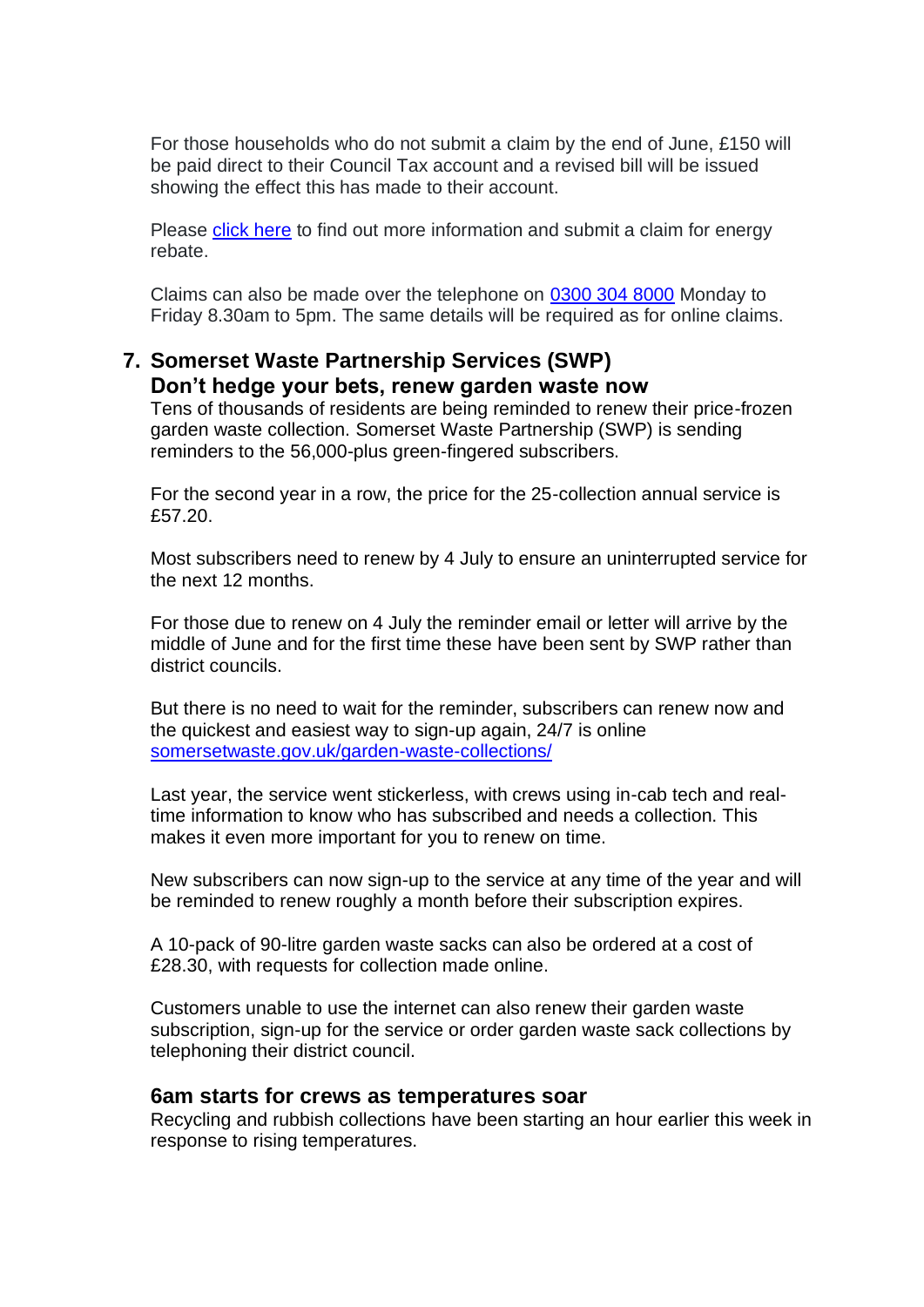For those households who do not submit a claim by the end of June, £150 will be paid direct to their Council Tax account and a revised bill will be issued showing the effect this has made to their account.

Please [click here]() to find out more information and submit a claim for energy rebate.

Claims can also be made over the telephone on [0300 304 8000]() Monday to Friday 8.30am to 5pm. The same details will be required as for online claims.

## 7. Somerset Waste Partnership Services (SWP)

### Don't hedge your bets, renew garden waste now

Tens of thousands of residents are being reminded to renew their price-frozen garden waste collection. Somerset Waste Partnership (SWP) is sending reminders to the 56,000-plus green-fingered subscribers.

For the second year in a row, the price for the 25-collection annual service is £57.20.

Most subscribers need to renew by 4 July to ensure an uninterrupted service for the next 12 months.

For those due to renew on 4 July the reminder email or letter will arrive by the middle of June and for the first time these have been sent by SWP rather than district councils.

But there is no need to wait for the reminder, subscribers can renew now and the quickest and easiest way to sign-up again, 24/7 is online [somersetwaste.gov.uk/garden-waste-collections/]()

Last year, the service went stickerless, with crews using in-cab tech and real-time information to know who has subscribed and needs a collection. This makes it even more important for you to renew on time.

New subscribers can now sign-up to the service at any time of the year and will be reminded to renew roughly a month before their subscription expires.

A 10-pack of 90-litre garden waste sacks can also be ordered at a cost of £28.30, with requests for collection made online.

Customers unable to use the internet can also renew their garden waste subscription, sign-up for the service or order garden waste sack collections by telephoning their district council.

### 6am starts for crews as temperatures soar

Recycling and rubbish collections have been starting an hour earlier this week in response to rising temperatures.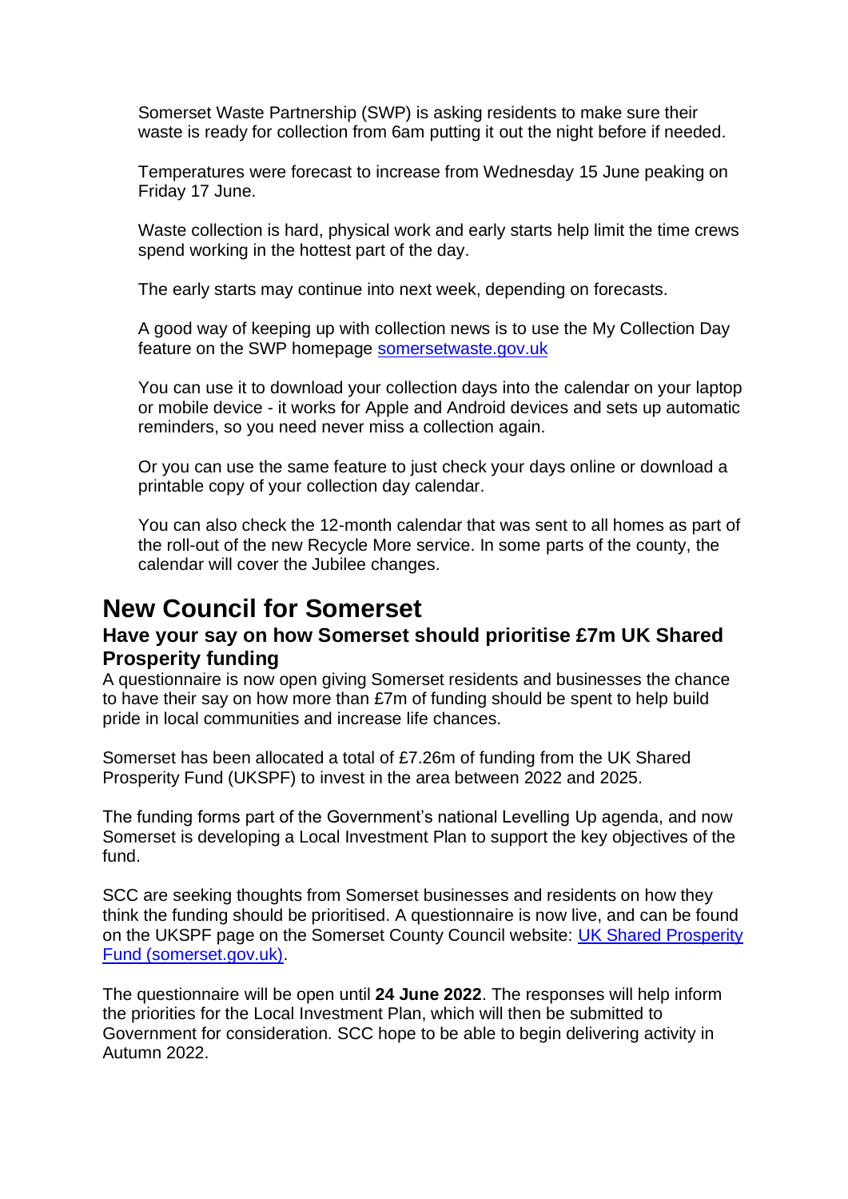Somerset Waste Partnership (SWP) is asking residents to make sure their waste is ready for collection from 6am putting it out the night before if needed.

Temperatures were forecast to increase from Wednesday 15 June peaking on Friday 17 June.

Waste collection is hard, physical work and early starts help limit the time crews spend working in the hottest part of the day.

The early starts may continue into next week, depending on forecasts.

A good way of keeping up with collection news is to use the My Collection Day feature on the SWP homepage [somersetwaste.gov.uk](somersetwaste.gov.uk)

You can use it to download your collection days into the calendar on your laptop or mobile device - it works for Apple and Android devices and sets up automatic reminders, so you need never miss a collection again.

Or you can use the same feature to just check your days online or download a printable copy of your collection day calendar.

You can also check the 12-month calendar that was sent to all homes as part of the roll-out of the new Recycle More service. In some parts of the county, the calendar will cover the Jubilee changes.

# New Council for Somerset

### Have your say on how Somerset should prioritise £7m UK Shared Prosperity funding

A questionnaire is now open giving Somerset residents and businesses the chance to have their say on how more than £7m of funding should be spent to help build pride in local communities and increase life chances.

Somerset has been allocated a total of £7.26m of funding from the UK Shared Prosperity Fund (UKSPF) to invest in the area between 2022 and 2025.

The funding forms part of the Government's national Levelling Up agenda, and now Somerset is developing a Local Investment Plan to support the key objectives of the fund.

SCC are seeking thoughts from Somerset businesses and residents on how they think the funding should be prioritised. A questionnaire is now live, and can be found on the UKSPF page on the Somerset County Council website: [UK Shared Prosperity Fund (somerset.gov.uk)](UK Shared Prosperity Fund (somerset.gov.uk)).

The questionnaire will be open until **24 June 2022**. The responses will help inform the priorities for the Local Investment Plan, which will then be submitted to Government for consideration. SCC hope to be able to begin delivering activity in Autumn 2022.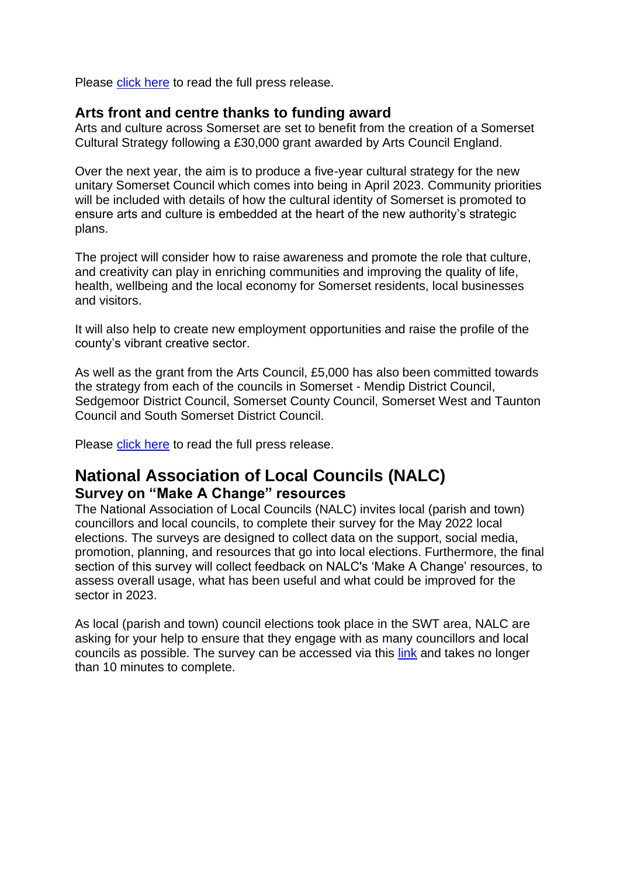Please click here to read the full press release.

### Arts front and centre thanks to funding award

Arts and culture across Somerset are set to benefit from the creation of a Somerset Cultural Strategy following a £30,000 grant awarded by Arts Council England.

Over the next year, the aim is to produce a five-year cultural strategy for the new unitary Somerset Council which comes into being in April 2023. Community priorities will be included with details of how the cultural identity of Somerset is promoted to ensure arts and culture is embedded at the heart of the new authority's strategic plans.

The project will consider how to raise awareness and promote the role that culture, and creativity can play in enriching communities and improving the quality of life, health, wellbeing and the local economy for Somerset residents, local businesses and visitors.

It will also help to create new employment opportunities and raise the profile of the county's vibrant creative sector.

As well as the grant from the Arts Council, £5,000 has also been committed towards the strategy from each of the councils in Somerset - Mendip District Council, Sedgemoor District Council, Somerset County Council, Somerset West and Taunton Council and South Somerset District Council.

Please click here to read the full press release.

## National Association of Local Councils (NALC)

### Survey on "Make A Change" resources

The National Association of Local Councils (NALC) invites local (parish and town) councillors and local councils, to complete their survey for the May 2022 local elections. The surveys are designed to collect data on the support, social media, promotion, planning, and resources that go into local elections. Furthermore, the final section of this survey will collect feedback on NALC's 'Make A Change' resources, to assess overall usage, what has been useful and what could be improved for the sector in 2023.

As local (parish and town) council elections took place in the SWT area, NALC are asking for your help to ensure that they engage with as many councillors and local councils as possible. The survey can be accessed via this link and takes no longer than 10 minutes to complete.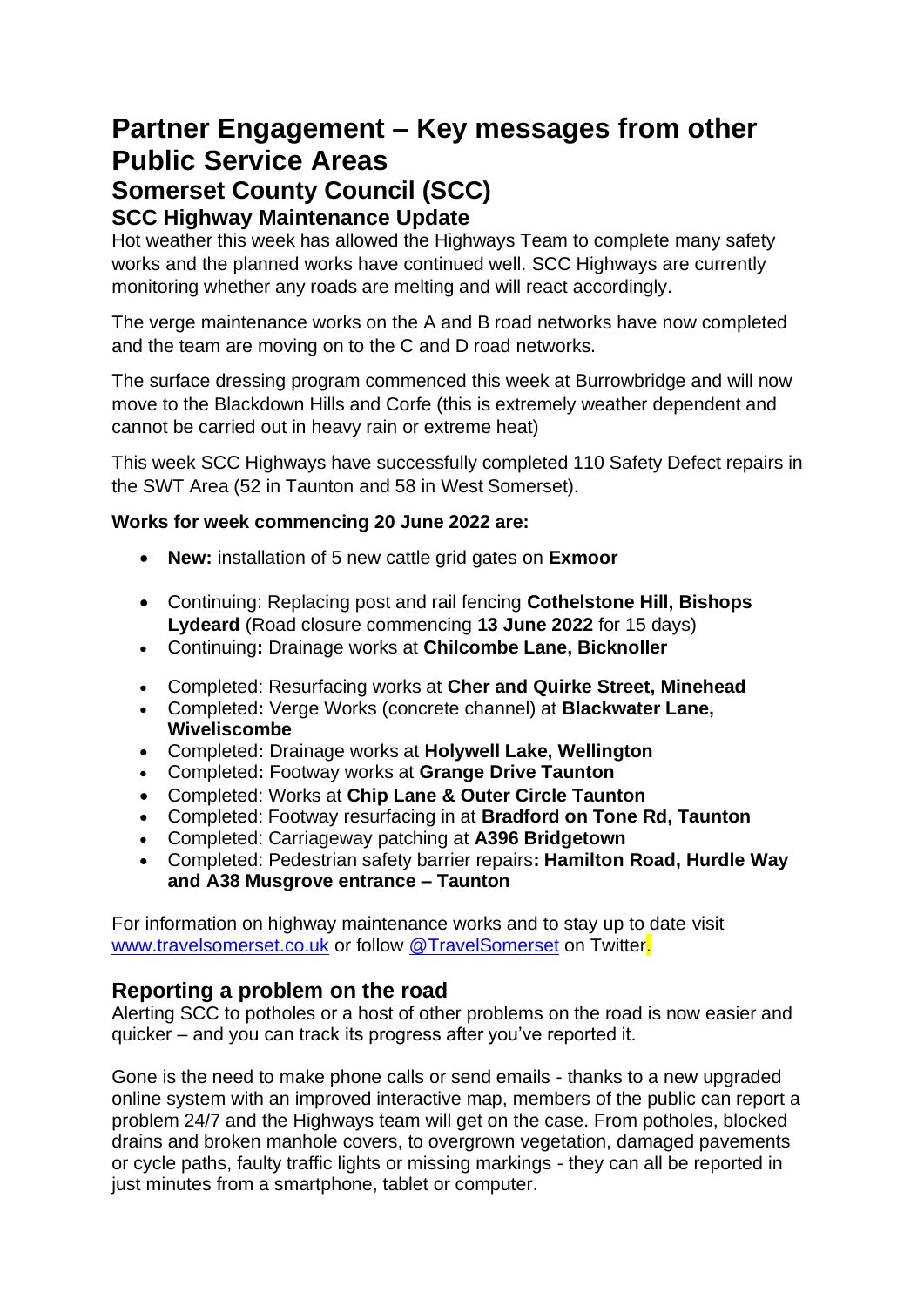# Partner Engagement – Key messages from other Public Service Areas

## Somerset County Council (SCC)

### SCC Highway Maintenance Update

Hot weather this week has allowed the Highways Team to complete many safety works and the planned works have continued well. SCC Highways are currently monitoring whether any roads are melting and will react accordingly.

The verge maintenance works on the A and B road networks have now completed and the team are moving on to the C and D road networks.

The surface dressing program commenced this week at Burrowbridge and will now move to the Blackdown Hills and Corfe (this is extremely weather dependent and cannot be carried out in heavy rain or extreme heat)

This week SCC Highways have successfully completed 110 Safety Defect repairs in the SWT Area (52 in Taunton and 58 in West Somerset).

**Works for week commencing 20 June 2022 are:**

- **New:** installation of 5 new cattle grid gates on **Exmoor**

- Continuing: Replacing post and rail fencing **Cothelstone Hill, Bishops Lydeard** (Road closure commencing **13 June 2022** for 15 days)
- Continuing**:** Drainage works at **Chilcombe Lane, Bicknoller**

- Completed: Resurfacing works at **Cher and Quirke Street, Minehead**
- Completed**:** Verge Works (concrete channel) at **Blackwater Lane, Wiveliscombe**
- Completed**:** Drainage works at **Holywell Lake, Wellington**
- Completed**:** Footway works at **Grange Drive Taunton**
- Completed: Works at **Chip Lane & Outer Circle Taunton**
- Completed: Footway resurfacing in at **Bradford on Tone Rd, Taunton**
- Completed: Carriageway patching at **A396 Bridgetown**
- Completed: Pedestrian safety barrier repairs**: Hamilton Road, Hurdle Way and A38 Musgrove entrance – Taunton**

For information on highway maintenance works and to stay up to date visit www.travelsomerset.co.uk or follow @TravelSomerset on Twitter.

## Reporting a problem on the road

Alerting SCC to potholes or a host of other problems on the road is now easier and quicker – and you can track its progress after you've reported it.

Gone is the need to make phone calls or send emails - thanks to a new upgraded online system with an improved interactive map, members of the public can report a problem 24/7 and the Highways team will get on the case. From potholes, blocked drains and broken manhole covers, to overgrown vegetation, damaged pavements or cycle paths, faulty traffic lights or missing markings - they can all be reported in just minutes from a smartphone, tablet or computer.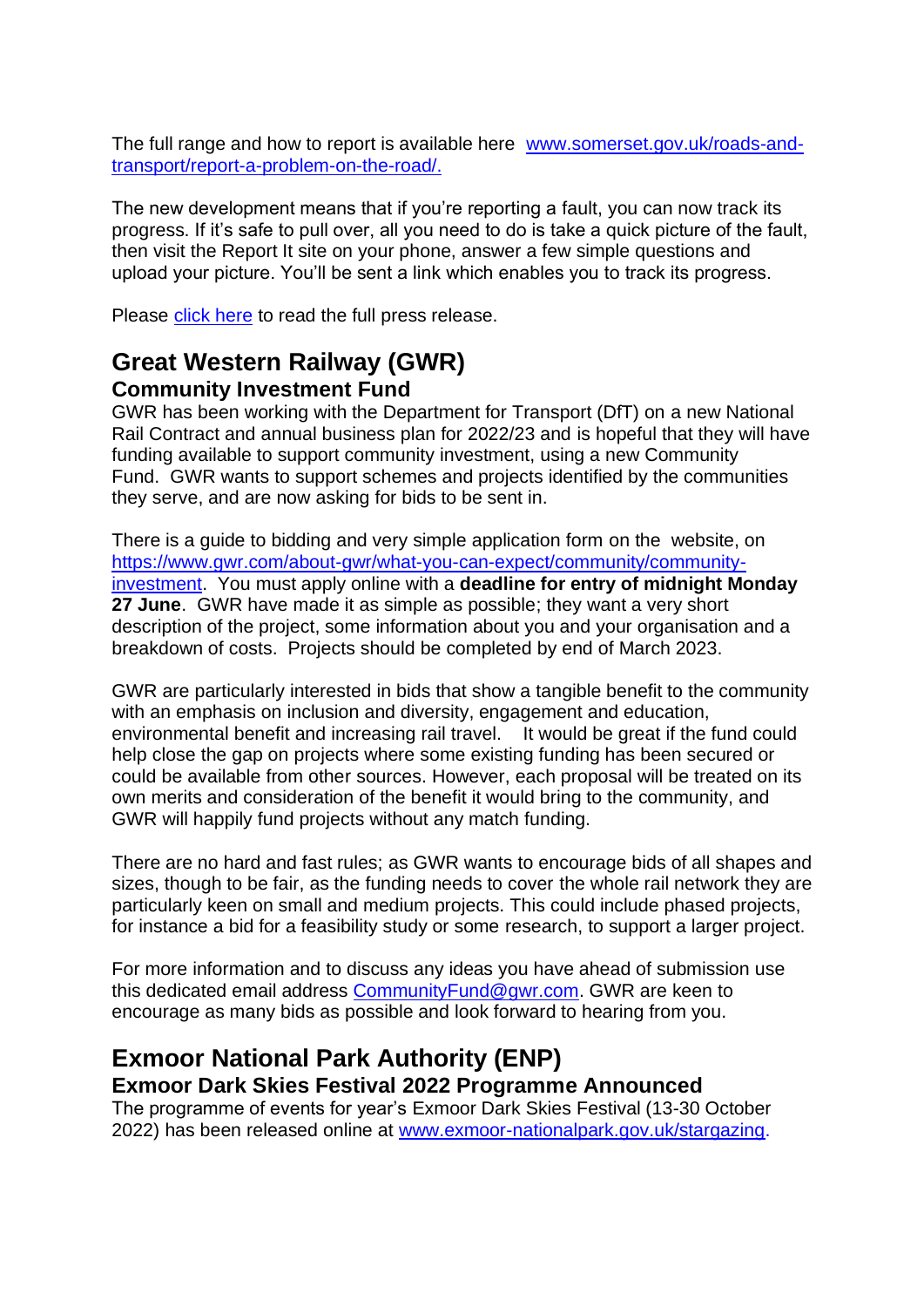The full range and how to report is available here [www.somerset.gov.uk/roads-and-transport/report-a-problem-on-the-road/.](www.somerset.gov.uk/roads-and-transport/report-a-problem-on-the-road/)

The new development means that if you're reporting a fault, you can now track its progress. If it's safe to pull over, all you need to do is take a quick picture of the fault, then visit the Report It site on your phone, answer a few simple questions and upload your picture. You'll be sent a link which enables you to track its progress.

Please click here to read the full press release.

## Great Western Railway (GWR)

### Community Investment Fund

GWR has been working with the Department for Transport (DfT) on a new National Rail Contract and annual business plan for 2022/23 and is hopeful that they will have funding available to support community investment, using a new Community Fund. GWR wants to support schemes and projects identified by the communities they serve, and are now asking for bids to be sent in.

There is a guide to bidding and very simple application form on the website, on [https://www.gwr.com/about-gwr/what-you-can-expect/community/community-investment](https://www.gwr.com/about-gwr/what-you-can-expect/community/community-investment). You must apply online with a **deadline for entry of midnight Monday 27 June**. GWR have made it as simple as possible; they want a very short description of the project, some information about you and your organisation and a breakdown of costs. Projects should be completed by end of March 2023.

GWR are particularly interested in bids that show a tangible benefit to the community with an emphasis on inclusion and diversity, engagement and education, environmental benefit and increasing rail travel. It would be great if the fund could help close the gap on projects where some existing funding has been secured or could be available from other sources. However, each proposal will be treated on its own merits and consideration of the benefit it would bring to the community, and GWR will happily fund projects without any match funding.

There are no hard and fast rules; as GWR wants to encourage bids of all shapes and sizes, though to be fair, as the funding needs to cover the whole rail network they are particularly keen on small and medium projects. This could include phased projects, for instance a bid for a feasibility study or some research, to support a larger project.

For more information and to discuss any ideas you have ahead of submission use this dedicated email address CommunityFund@gwr.com. GWR are keen to encourage as many bids as possible and look forward to hearing from you.

## Exmoor National Park Authority (ENP)

### Exmoor Dark Skies Festival 2022 Programme Announced

The programme of events for year's Exmoor Dark Skies Festival (13-30 October 2022) has been released online at [www.exmoor-nationalpark.gov.uk/stargazing](www.exmoor-nationalpark.gov.uk/stargazing).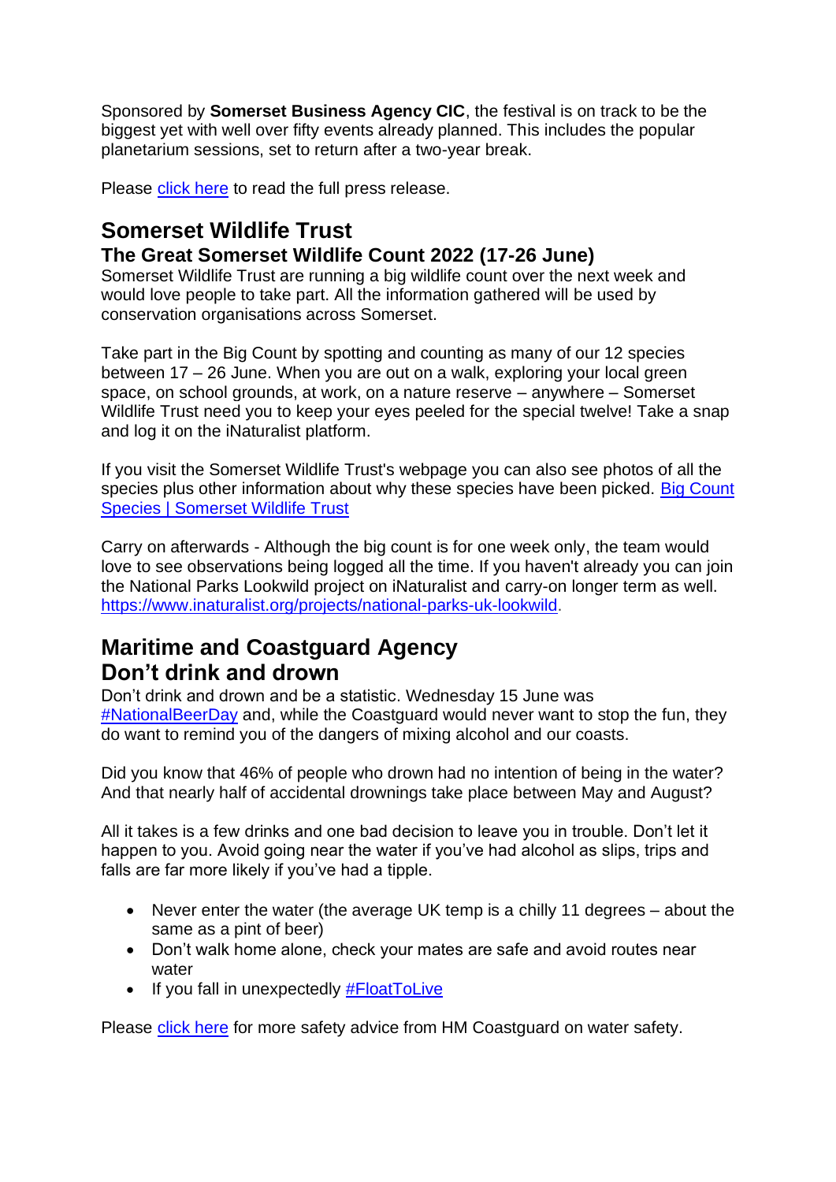Sponsored by **Somerset Business Agency CIC**, the festival is on track to be the biggest yet with well over fifty events already planned. This includes the popular planetarium sessions, set to return after a two-year break.

Please click here to read the full press release.

## Somerset Wildlife Trust

### The Great Somerset Wildlife Count 2022 (17-26 June)

Somerset Wildlife Trust are running a big wildlife count over the next week and would love people to take part. All the information gathered will be used by conservation organisations across Somerset.

Take part in the Big Count by spotting and counting as many of our 12 species between 17 – 26 June. When you are out on a walk, exploring your local green space, on school grounds, at work, on a nature reserve – anywhere – Somerset Wildlife Trust need you to keep your eyes peeled for the special twelve! Take a snap and log it on the iNaturalist platform.

If you visit the Somerset Wildlife Trust's webpage you can also see photos of all the species plus other information about why these species have been picked. Big Count Species | Somerset Wildlife Trust

Carry on afterwards - Although the big count is for one week only, the team would love to see observations being logged all the time. If you haven't already you can join the National Parks Lookwild project on iNaturalist and carry-on longer term as well. https://www.inaturalist.org/projects/national-parks-uk-lookwild.

## Maritime and Coastguard Agency

## Don't drink and drown

Don't drink and drown and be a statistic. Wednesday 15 June was #NationalBeerDay and, while the Coastguard would never want to stop the fun, they do want to remind you of the dangers of mixing alcohol and our coasts.

Did you know that 46% of people who drown had no intention of being in the water? And that nearly half of accidental drownings take place between May and August?

All it takes is a few drinks and one bad decision to leave you in trouble. Don't let it happen to you. Avoid going near the water if you've had alcohol as slips, trips and falls are far more likely if you've had a tipple.

- Never enter the water (the average UK temp is a chilly 11 degrees – about the same as a pint of beer)
- Don't walk home alone, check your mates are safe and avoid routes near water
- If you fall in unexpectedly #FloatToLive

Please click here for more safety advice from HM Coastguard on water safety.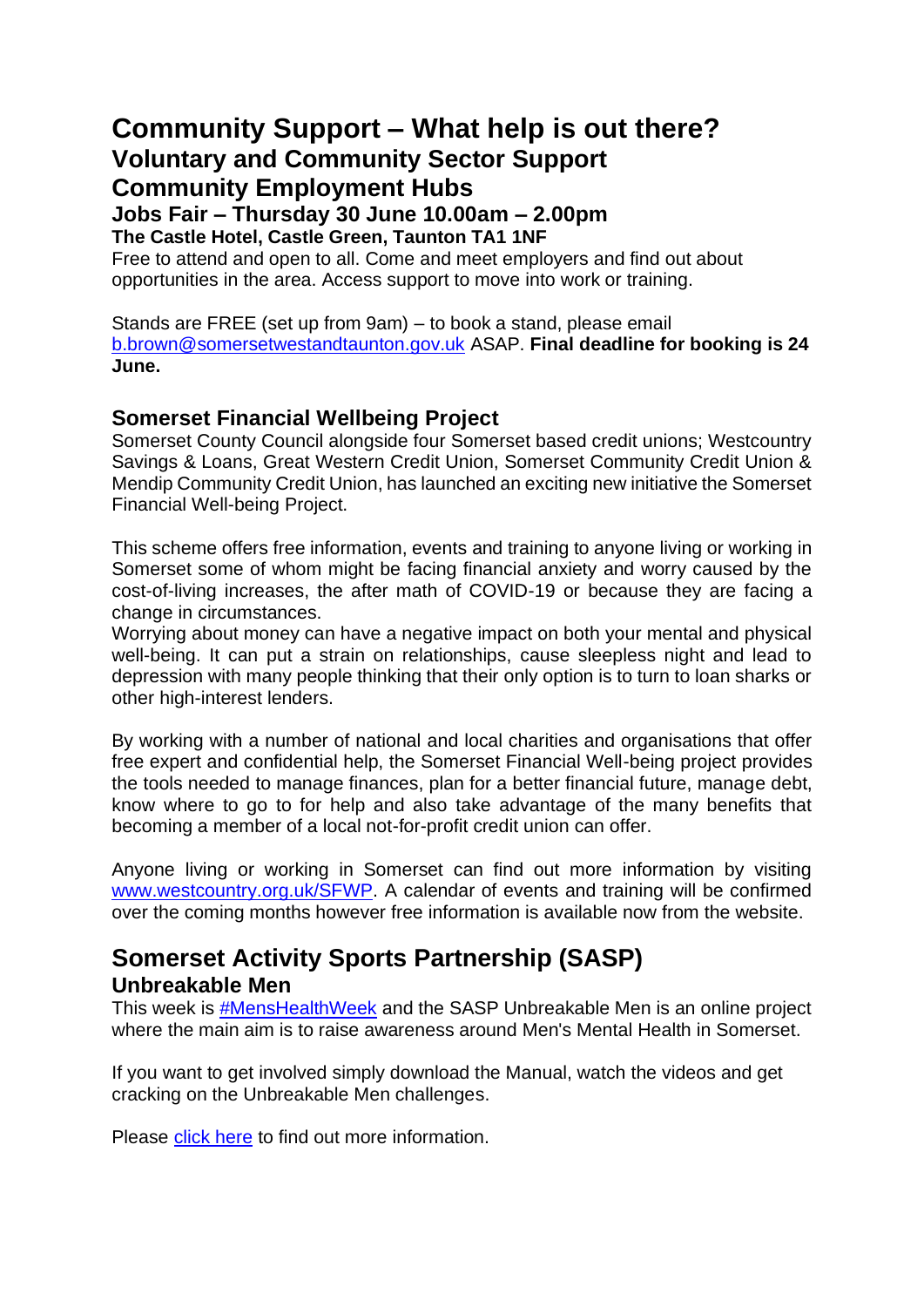# Community Support – What help is out there?

## Voluntary and Community Sector Support

## Community Employment Hubs

### Jobs Fair – Thursday 30 June 10.00am – 2.00pm

**The Castle Hotel, Castle Green, Taunton TA1 1NF**

Free to attend and open to all. Come and meet employers and find out about opportunities in the area. Access support to move into work or training.

Stands are FREE (set up from 9am) – to book a stand, please email [b.brown@somersetwestandtaunton.gov.uk](mailto:b.brown@somersetwestandtaunton.gov.uk) ASAP. **Final deadline for booking is 24 June.**

### Somerset Financial Wellbeing Project

Somerset County Council alongside four Somerset based credit unions; Westcountry Savings & Loans, Great Western Credit Union, Somerset Community Credit Union & Mendip Community Credit Union, has launched an exciting new initiative the Somerset Financial Well-being Project.

This scheme offers free information, events and training to anyone living or working in Somerset some of whom might be facing financial anxiety and worry caused by the cost-of-living increases, the after math of COVID-19 or because they are facing a change in circumstances.

Worrying about money can have a negative impact on both your mental and physical well-being. It can put a strain on relationships, cause sleepless night and lead to depression with many people thinking that their only option is to turn to loan sharks or other high-interest lenders.

By working with a number of national and local charities and organisations that offer free expert and confidential help, the Somerset Financial Well-being project provides the tools needed to manage finances, plan for a better financial future, manage debt, know where to go to for help and also take advantage of the many benefits that becoming a member of a local not-for-profit credit union can offer.

Anyone living or working in Somerset can find out more information by visiting [www.westcountry.org.uk/SFWP](http://www.westcountry.org.uk/SFWP). A calendar of events and training will be confirmed over the coming months however free information is available now from the website.

## Somerset Activity Sports Partnership (SASP)

### Unbreakable Men

This week is #MensHealthWeek and the SASP Unbreakable Men is an online project where the main aim is to raise awareness around Men's Mental Health in Somerset.

If you want to get involved simply download the Manual, watch the videos and get cracking on the Unbreakable Men challenges.

Please click here to find out more information.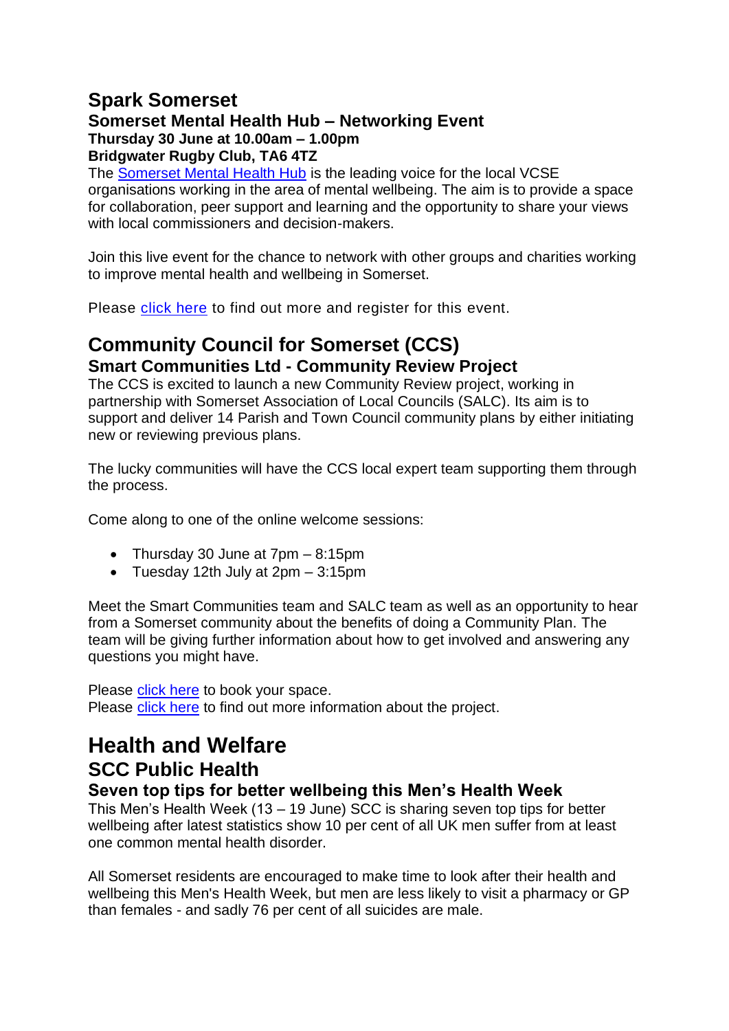## Spark Somerset

### Somerset Mental Health Hub – Networking Event

**Thursday 30 June at 10.00am – 1.00pm**
**Bridgwater Rugby Club, TA6 4TZ**

The Somerset Mental Health Hub is the leading voice for the local VCSE organisations working in the area of mental wellbeing. The aim is to provide a space for collaboration, peer support and learning and the opportunity to share your views with local commissioners and decision-makers.

Join this live event for the chance to network with other groups and charities working to improve mental health and wellbeing in Somerset.

Please click here to find out more and register for this event.

## Community Council for Somerset (CCS)

### Smart Communities Ltd - Community Review Project

The CCS is excited to launch a new Community Review project, working in partnership with Somerset Association of Local Councils (SALC). Its aim is to support and deliver 14 Parish and Town Council community plans by either initiating new or reviewing previous plans.

The lucky communities will have the CCS local expert team supporting them through the process.

Come along to one of the online welcome sessions:

- Thursday 30 June at 7pm – 8:15pm
- Tuesday 12th July at 2pm – 3:15pm

Meet the Smart Communities team and SALC team as well as an opportunity to hear from a Somerset community about the benefits of doing a Community Plan. The team will be giving further information about how to get involved and answering any questions you might have.

Please click here to book your space.
Please click here to find out more information about the project.

# Health and Welfare

## SCC Public Health

### Seven top tips for better wellbeing this Men's Health Week

This Men's Health Week (13 – 19 June) SCC is sharing seven top tips for better wellbeing after latest statistics show 10 per cent of all UK men suffer from at least one common mental health disorder.

All Somerset residents are encouraged to make time to look after their health and wellbeing this Men's Health Week, but men are less likely to visit a pharmacy or GP than females - and sadly 76 per cent of all suicides are male.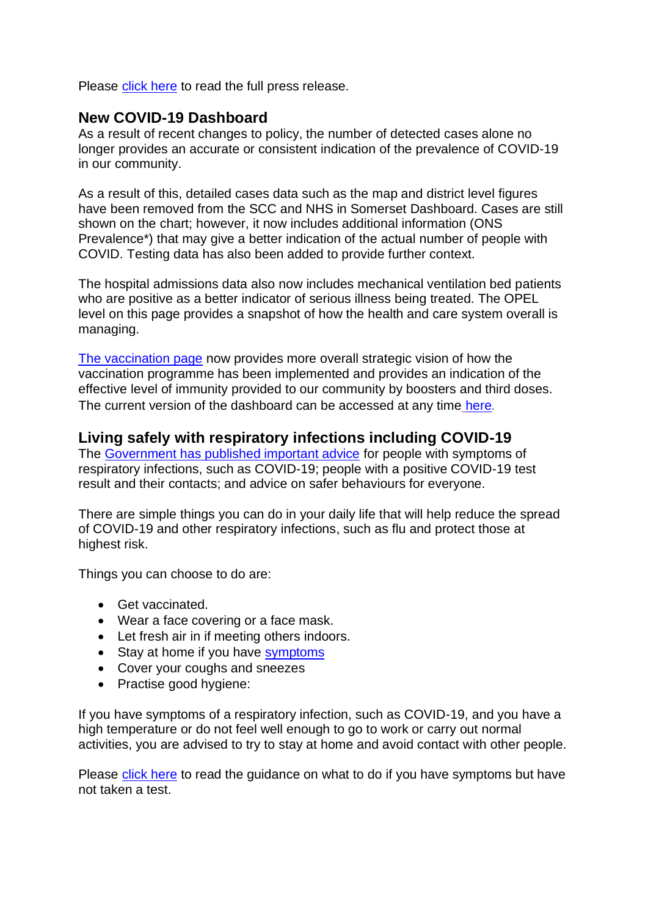Please click here to read the full press release.

## New COVID-19 Dashboard

As a result of recent changes to policy, the number of detected cases alone no longer provides an accurate or consistent indication of the prevalence of COVID-19 in our community.

As a result of this, detailed cases data such as the map and district level figures have been removed from the SCC and NHS in Somerset Dashboard. Cases are still shown on the chart; however, it now includes additional information (ONS Prevalence*) that may give a better indication of the actual number of people with COVID. Testing data has also been added to provide further context.

The hospital admissions data also now includes mechanical ventilation bed patients who are positive as a better indicator of serious illness being treated. The OPEL level on this page provides a snapshot of how the health and care system overall is managing.

The vaccination page now provides more overall strategic vision of how the vaccination programme has been implemented and provides an indication of the effective level of immunity provided to our community by boosters and third doses. The current version of the dashboard can be accessed at any time here.

## Living safely with respiratory infections including COVID-19

The Government has published important advice for people with symptoms of respiratory infections, such as COVID-19; people with a positive COVID-19 test result and their contacts; and advice on safer behaviours for everyone.

There are simple things you can do in your daily life that will help reduce the spread of COVID-19 and other respiratory infections, such as flu and protect those at highest risk.

Things you can choose to do are:

- Get vaccinated.
- Wear a face covering or a face mask.
- Let fresh air in if meeting others indoors.
- Stay at home if you have symptoms
- Cover your coughs and sneezes
- Practise good hygiene:

If you have symptoms of a respiratory infection, such as COVID-19, and you have a high temperature or do not feel well enough to go to work or carry out normal activities, you are advised to try to stay at home and avoid contact with other people.

Please click here to read the guidance on what to do if you have symptoms but have not taken a test.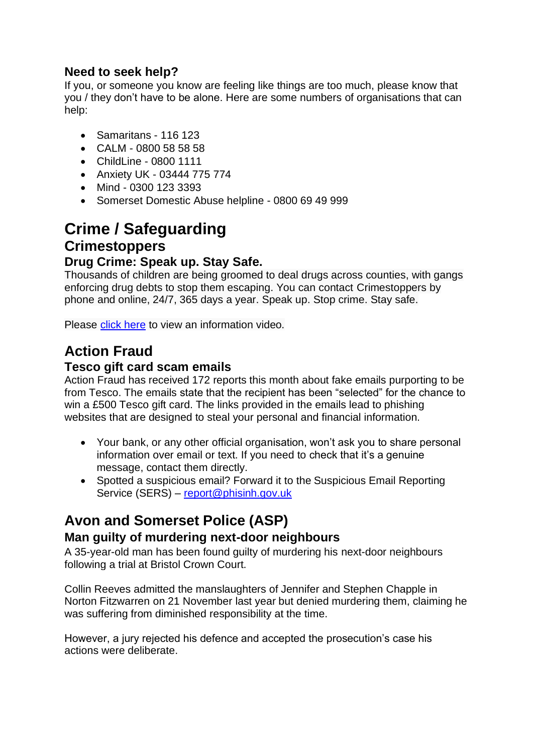### Need to seek help?

If you, or someone you know are feeling like things are too much, please know that you / they don't have to be alone. Here are some numbers of organisations that can help:

- Samaritans - 116 123
- CALM - 0800 58 58 58
- ChildLine - 0800 1111
- Anxiety UK - 03444 775 774
- Mind - 0300 123 3393
- Somerset Domestic Abuse helpline - 0800 69 49 999

# Crime / Safeguarding

## Crimestoppers

### Drug Crime: Speak up. Stay Safe.

Thousands of children are being groomed to deal drugs across counties, with gangs enforcing drug debts to stop them escaping. You can contact Crimestoppers by phone and online, 24/7, 365 days a year. Speak up. Stop crime. Stay safe.

Please click here to view an information video.

## Action Fraud

### Tesco gift card scam emails

Action Fraud has received 172 reports this month about fake emails purporting to be from Tesco. The emails state that the recipient has been "selected" for the chance to win a £500 Tesco gift card. The links provided in the emails lead to phishing websites that are designed to steal your personal and financial information.

- Your bank, or any other official organisation, won't ask you to share personal information over email or text. If you need to check that it's a genuine message, contact them directly.
- Spotted a suspicious email? Forward it to the Suspicious Email Reporting Service (SERS) – report@phisinh.gov.uk

## Avon and Somerset Police (ASP)

### Man guilty of murdering next-door neighbours

A 35-year-old man has been found guilty of murdering his next-door neighbours following a trial at Bristol Crown Court.

Collin Reeves admitted the manslaughters of Jennifer and Stephen Chapple in Norton Fitzwarren on 21 November last year but denied murdering them, claiming he was suffering from diminished responsibility at the time.

However, a jury rejected his defence and accepted the prosecution's case his actions were deliberate.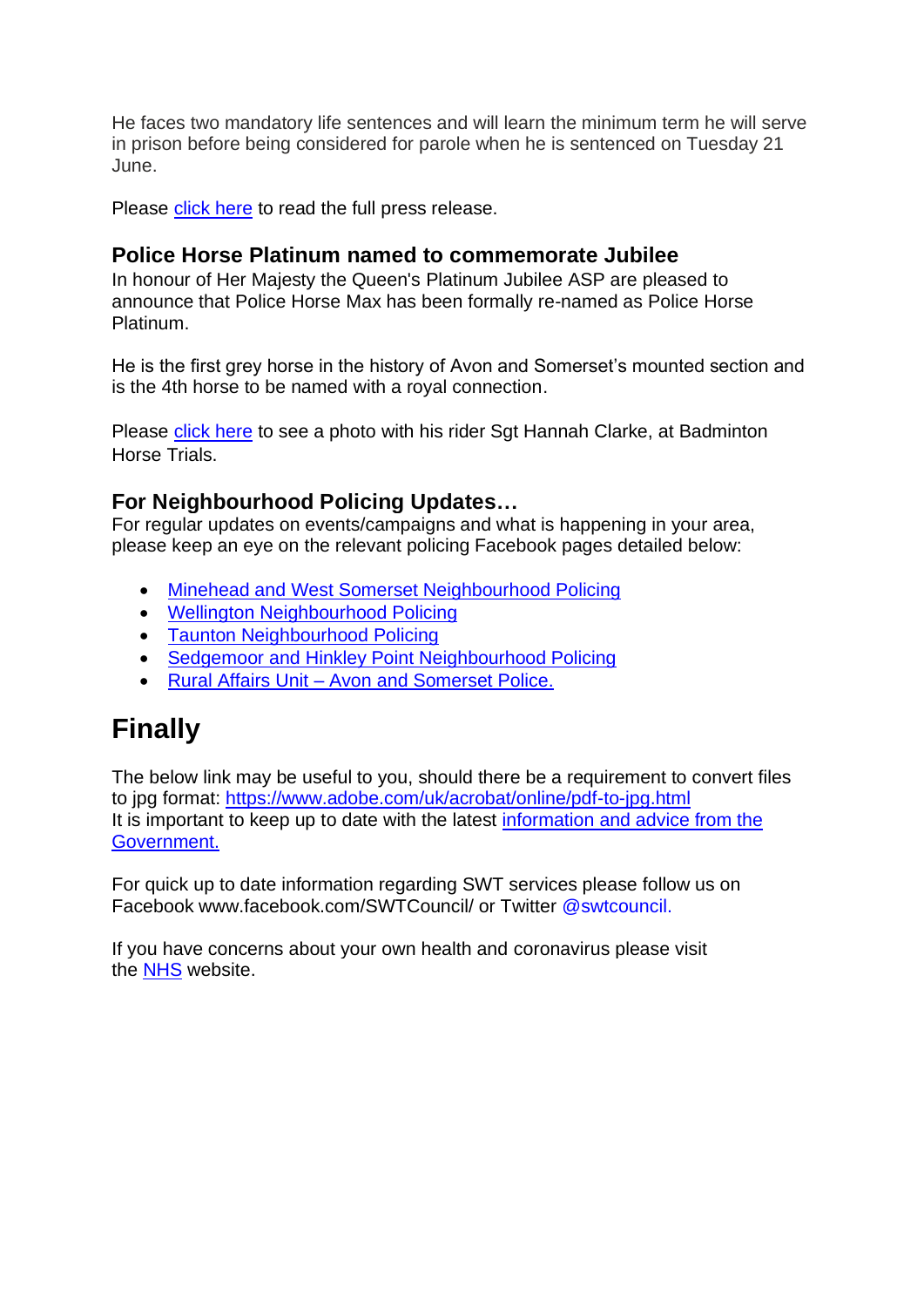He faces two mandatory life sentences and will learn the minimum term he will serve in prison before being considered for parole when he is sentenced on Tuesday 21 June.

Please click here to read the full press release.

### Police Horse Platinum named to commemorate Jubilee

In honour of Her Majesty the Queen's Platinum Jubilee ASP are pleased to announce that Police Horse Max has been formally re-named as Police Horse Platinum.

He is the first grey horse in the history of Avon and Somerset's mounted section and is the 4th horse to be named with a royal connection.

Please click here to see a photo with his rider Sgt Hannah Clarke, at Badminton Horse Trials.

### For Neighbourhood Policing Updates…

For regular updates on events/campaigns and what is happening in your area, please keep an eye on the relevant policing Facebook pages detailed below:

- Minehead and West Somerset Neighbourhood Policing
- Wellington Neighbourhood Policing
- Taunton Neighbourhood Policing
- Sedgemoor and Hinkley Point Neighbourhood Policing
- Rural Affairs Unit – Avon and Somerset Police.

## Finally

The below link may be useful to you, should there be a requirement to convert files to jpg format: https://www.adobe.com/uk/acrobat/online/pdf-to-jpg.html
It is important to keep up to date with the latest information and advice from the Government.

For quick up to date information regarding SWT services please follow us on Facebook www.facebook.com/SWTCouncil/ or Twitter @swtcouncil.

If you have concerns about your own health and coronavirus please visit the NHS website.